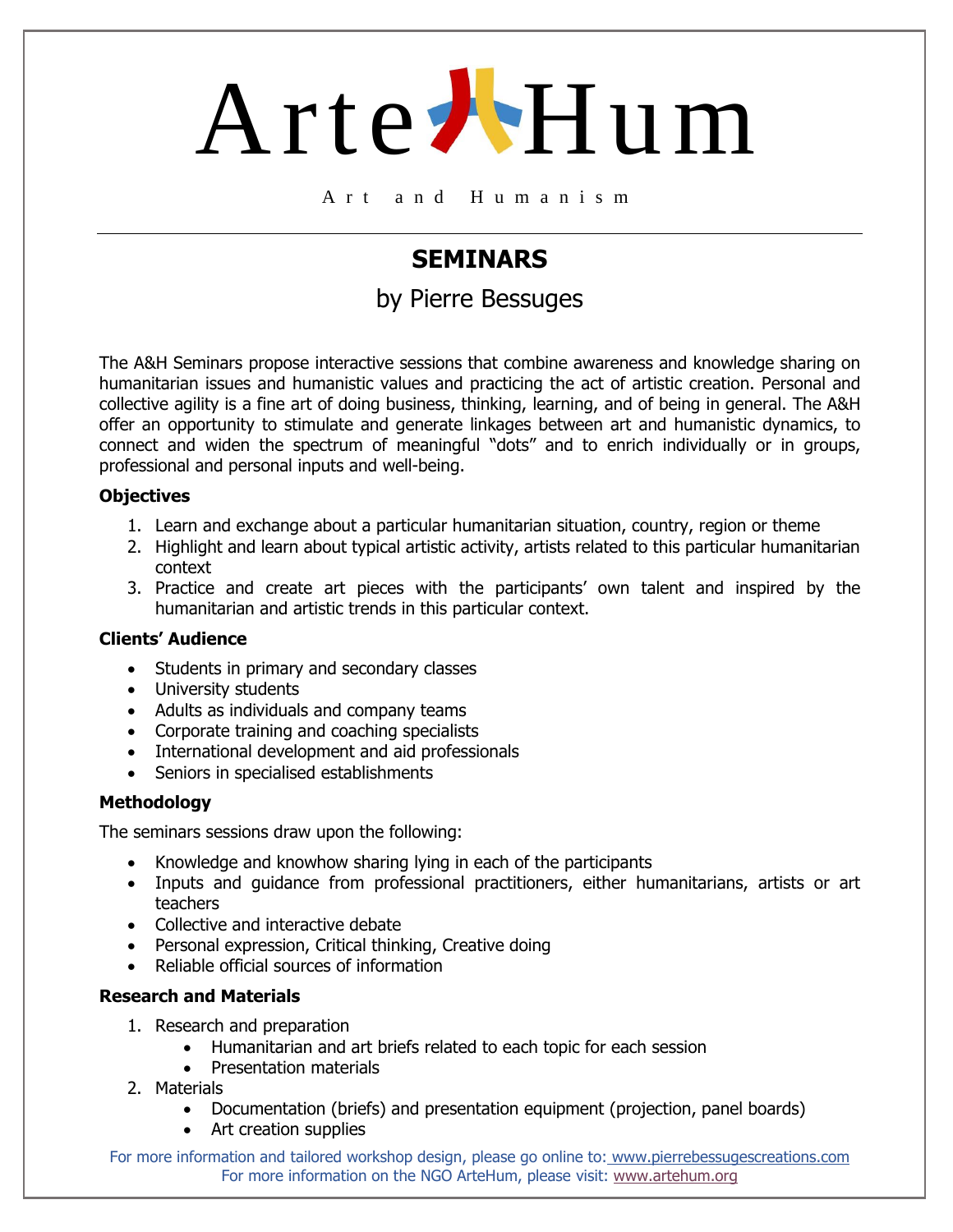# ArteHum

Art and Humanism

## SEMINARS

by Pierre Bessuges

The A&H Seminars propose interactive sessions that combine awareness and knowledge sharing on humanitarian issues and humanistic values and practicing the act of artistic creation. Personal and collective agility is a fine art of doing business, thinking, learning, and of being in general. The A&H offer an opportunity to stimulate and generate linkages between art and humanistic dynamics, to connect and widen the spectrum of meaningful "dots" and to enrich individually or in groups, professional and personal inputs and well-being.

### Objectives

1. Learn and exchange about a particular humanitarian situation, country, region or theme
2. Highlight and learn about typical artistic activity, artists related to this particular humanitarian context
3. Practice and create art pieces with the participants' own talent and inspired by the humanitarian and artistic trends in this particular context.

### Clients' Audience

- Students in primary and secondary classes
- University students
- Adults as individuals and company teams
- Corporate training and coaching specialists
- International development and aid professionals
- Seniors in specialised establishments

### Methodology

The seminars sessions draw upon the following:

- Knowledge and knowhow sharing lying in each of the participants
- Inputs and guidance from professional practitioners, either humanitarians, artists or art teachers
- Collective and interactive debate
- Personal expression, Critical thinking, Creative doing
- Reliable official sources of information

### Research and Materials

1. Research and preparation
    - Humanitarian and art briefs related to each topic for each session
    - Presentation materials
2. Materials
    - Documentation (briefs) and presentation equipment (projection, panel boards)
    - Art creation supplies

For more information and tailored workshop design, please go online to: www.pierrebessugescreations.com
For more information on the NGO ArteHum, please visit: www.artehum.org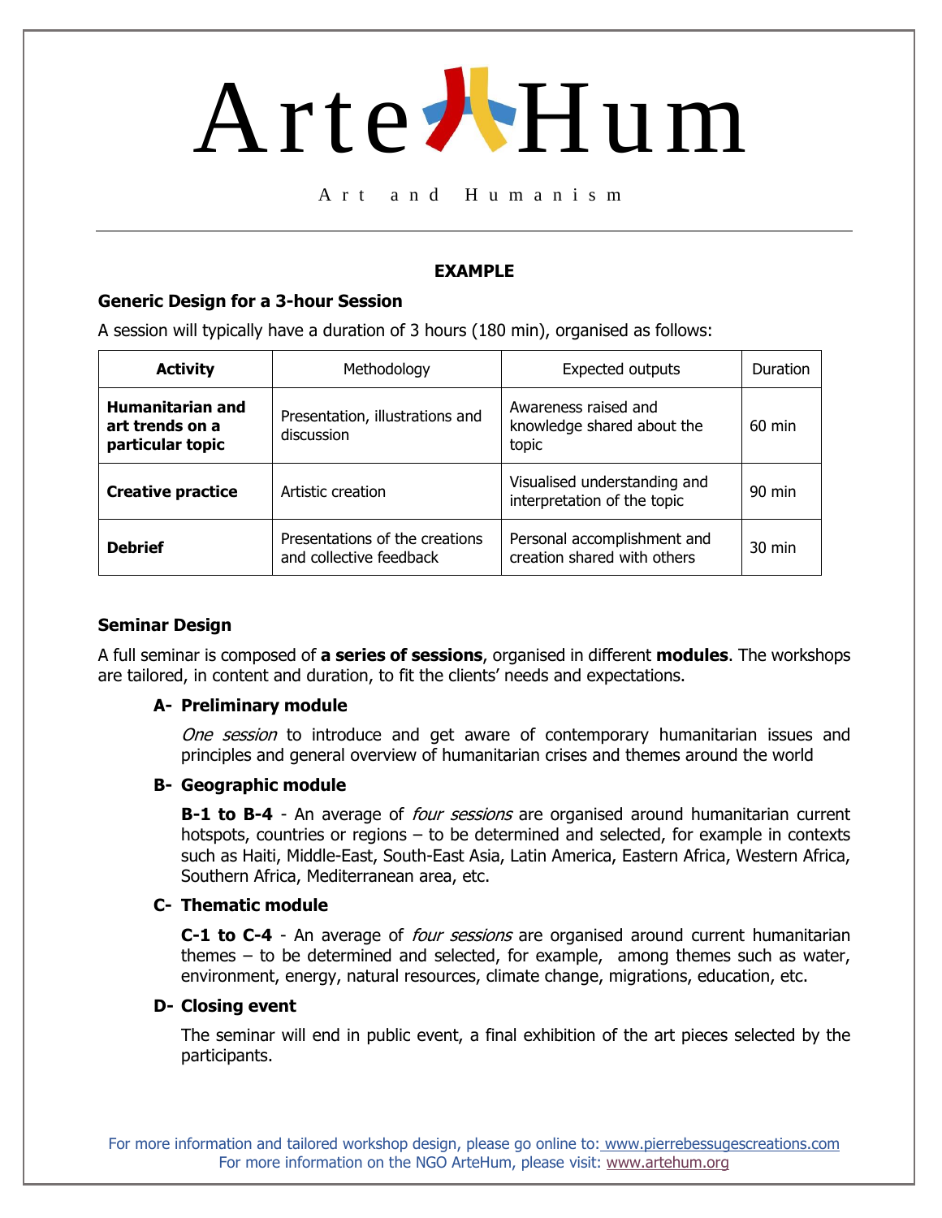# ArteHum

Art and Humanism

---

**EXAMPLE**

### Generic Design for a 3-hour Session

A session will typically have a duration of 3 hours (180 min), organised as follows:

| Activity | Methodology | Expected outputs | Duration |
|---|---|---|---|
| **Humanitarian and art trends on a particular topic** | Presentation, illustrations and discussion | Awareness raised and knowledge shared about the topic | 60 min |
| **Creative practice** | Artistic creation | Visualised understanding and interpretation of the topic | 90 min |
| **Debrief** | Presentations of the creations and collective feedback | Personal accomplishment and creation shared with others | 30 min |

### Seminar Design

A full seminar is composed of **a series of sessions**, organised in different **modules**. The workshops are tailored, in content and duration, to fit the clients' needs and expectations.

**A- Preliminary module**

*One session* to introduce and get aware of contemporary humanitarian issues and principles and general overview of humanitarian crises and themes around the world

**B- Geographic module**

**B-1 to B-4** - An average of *four sessions* are organised around humanitarian current hotspots, countries or regions – to be determined and selected, for example in contexts such as Haiti, Middle-East, South-East Asia, Latin America, Eastern Africa, Western Africa, Southern Africa, Mediterranean area, etc.

**C- Thematic module**

**C-1 to C-4** - An average of *four sessions* are organised around current humanitarian themes – to be determined and selected, for example, among themes such as water, environment, energy, natural resources, climate change, migrations, education, etc.

**D- Closing event**

The seminar will end in public event, a final exhibition of the art pieces selected by the participants.

For more information and tailored workshop design, please go online to: www.pierrebessugescreations.com
For more information on the NGO ArteHum, please visit: www.artehum.org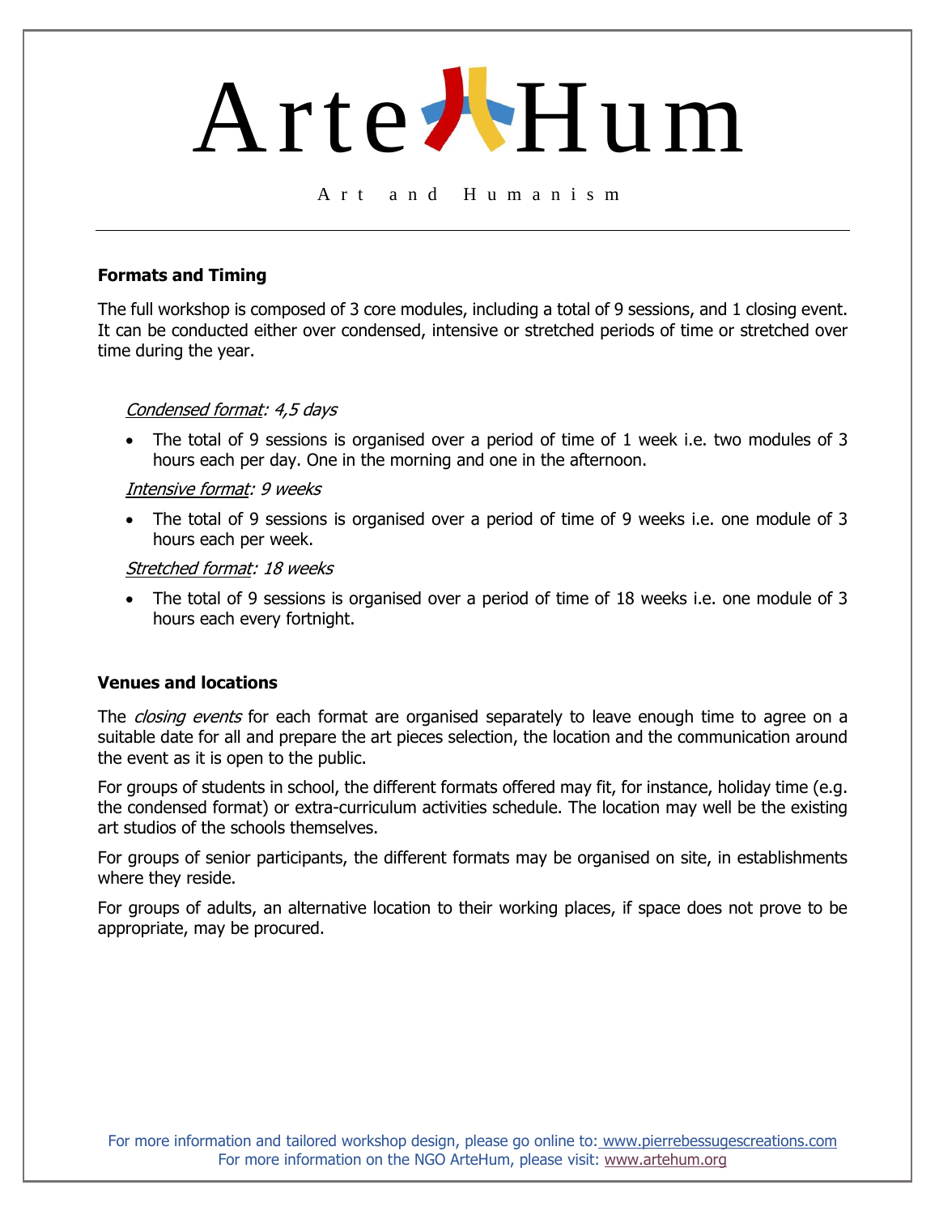# ArteHum

Art and Humanism

---

**Formats and Timing**

The full workshop is composed of 3 core modules, including a total of 9 sessions, and 1 closing event. It can be conducted either over condensed, intensive or stretched periods of time or stretched over time during the year.

*Condensed format: 4,5 days*

- The total of 9 sessions is organised over a period of time of 1 week i.e. two modules of 3 hours each per day. One in the morning and one in the afternoon.

*Intensive format: 9 weeks*

- The total of 9 sessions is organised over a period of time of 9 weeks i.e. one module of 3 hours each per week.

*Stretched format: 18 weeks*

- The total of 9 sessions is organised over a period of time of 18 weeks i.e. one module of 3 hours each every fortnight.

**Venues and locations**

The *closing events* for each format are organised separately to leave enough time to agree on a suitable date for all and prepare the art pieces selection, the location and the communication around the event as it is open to the public.

For groups of students in school, the different formats offered may fit, for instance, holiday time (e.g. the condensed format) or extra-curriculum activities schedule. The location may well be the existing art studios of the schools themselves.

For groups of senior participants, the different formats may be organised on site, in establishments where they reside.

For groups of adults, an alternative location to their working places, if space does not prove to be appropriate, may be procured.

For more information and tailored workshop design, please go online to: www.pierrebessugescreations.com
For more information on the NGO ArteHum, please visit: www.artehum.org